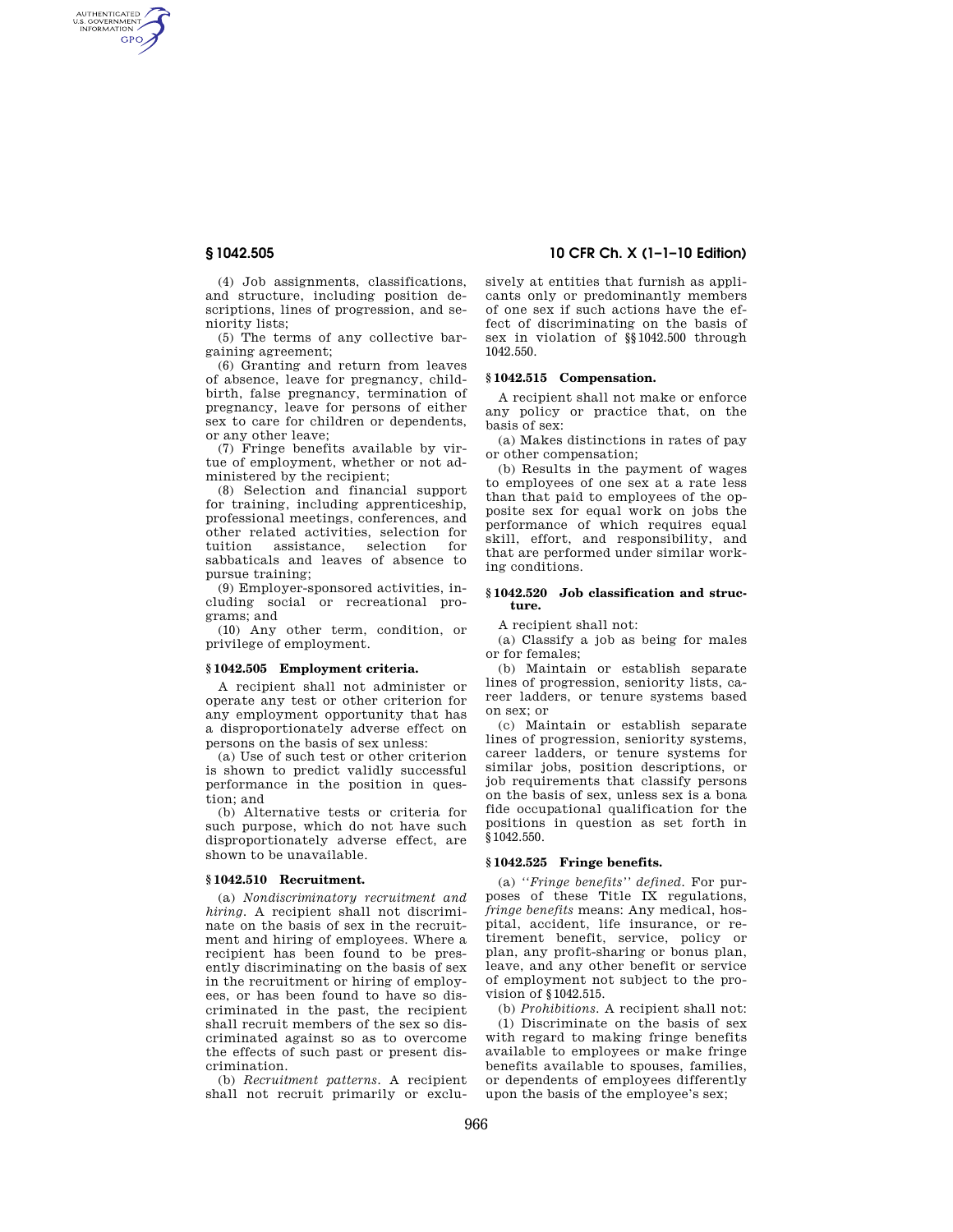(4) Job assignments, classifications, and structure, including position descriptions, lines of progression, and seniority lists;

(5) The terms of any collective bargaining agreement;

(6) Granting and return from leaves of absence, leave for pregnancy, childbirth, false pregnancy, termination of pregnancy, leave for persons of either sex to care for children or dependents, or any other leave;

(7) Fringe benefits available by virtue of employment, whether or not administered by the recipient;

(8) Selection and financial support for training, including apprenticeship, professional meetings, conferences, and other related activities, selection for tuition assistance, selection for sabbaticals and leaves of absence to pursue training;

(9) Employer-sponsored activities, including social or recreational programs; and

(10) Any other term, condition, or privilege of employment.

### § 1042.505 Employment criteria.

A recipient shall not administer or operate any test or other criterion for any employment opportunity that has a disproportionately adverse effect on persons on the basis of sex unless:

(a) Use of such test or other criterion is shown to predict validly successful performance in the position in question; and

(b) Alternative tests or criteria for such purpose, which do not have such disproportionately adverse effect, are shown to be unavailable.

### § 1042.510 Recruitment.

(a) *Nondiscriminatory recruitment and hiring.* A recipient shall not discriminate on the basis of sex in the recruitment and hiring of employees. Where a recipient has been found to be presently discriminating on the basis of sex in the recruitment or hiring of employees, or has been found to have so discriminated in the past, the recipient shall recruit members of the sex so discriminated against so as to overcome the effects of such past or present discrimination.

(b) *Recruitment patterns.* A recipient shall not recruit primarily or exclusively at entities that furnish as applicants only or predominantly members of one sex if such actions have the effect of discriminating on the basis of sex in violation of §§ 1042.500 through 1042.550.

### § 1042.515 Compensation.

A recipient shall not make or enforce any policy or practice that, on the basis of sex:

(a) Makes distinctions in rates of pay or other compensation;

(b) Results in the payment of wages to employees of one sex at a rate less than that paid to employees of the opposite sex for equal work on jobs the performance of which requires equal skill, effort, and responsibility, and that are performed under similar working conditions.

### § 1042.520 Job classification and structure.

A recipient shall not:

(a) Classify a job as being for males or for females;

(b) Maintain or establish separate lines of progression, seniority lists, career ladders, or tenure systems based on sex; or

(c) Maintain or establish separate lines of progression, seniority systems, career ladders, or tenure systems for similar jobs, position descriptions, or job requirements that classify persons on the basis of sex, unless sex is a bona fide occupational qualification for the positions in question as set forth in § 1042.550.

### § 1042.525 Fringe benefits.

(a) *''Fringe benefits'' defined.* For purposes of these Title IX regulations, *fringe benefits* means: Any medical, hospital, accident, life insurance, or retirement benefit, service, policy or plan, any profit-sharing or bonus plan, leave, and any other benefit or service of employment not subject to the provision of § 1042.515.

(b) *Prohibitions.* A recipient shall not:

(1) Discriminate on the basis of sex with regard to making fringe benefits available to employees or make fringe benefits available to spouses, families, or dependents of employees differently upon the basis of the employee's sex;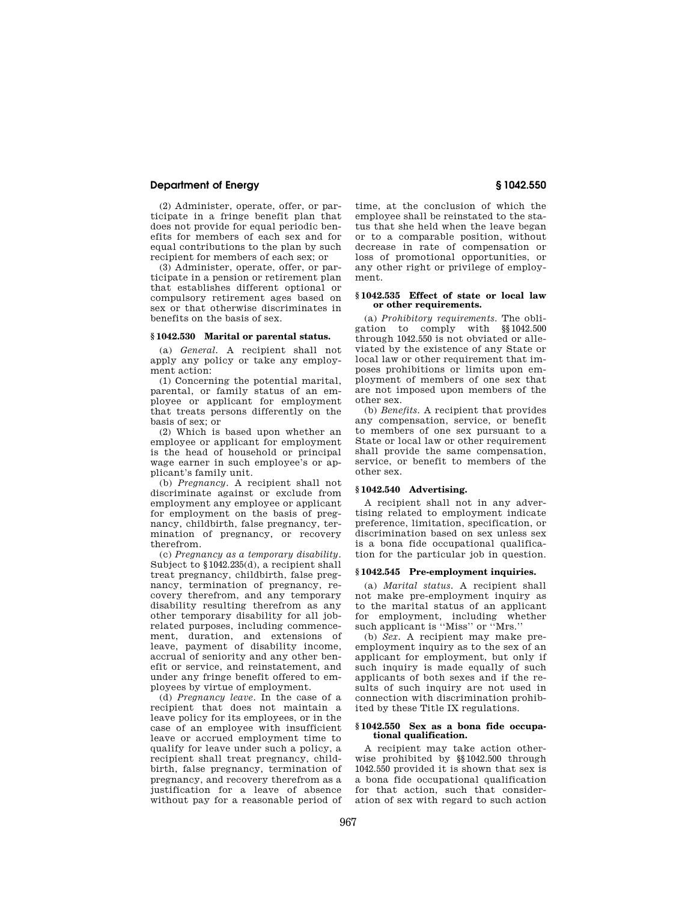(2) Administer, operate, offer, or participate in a fringe benefit plan that does not provide for equal periodic benefits for members of each sex and for equal contributions to the plan by such recipient for members of each sex; or

(3) Administer, operate, offer, or participate in a pension or retirement plan that establishes different optional or compulsory retirement ages based on sex or that otherwise discriminates in benefits on the basis of sex.

### § 1042.530 Marital or parental status.

(a) *General*. A recipient shall not apply any policy or take any employment action:

(1) Concerning the potential marital, parental, or family status of an employee or applicant for employment that treats persons differently on the basis of sex; or

(2) Which is based upon whether an employee or applicant for employment is the head of household or principal wage earner in such employee's or applicant's family unit.

(b) *Pregnancy*. A recipient shall not discriminate against or exclude from employment any employee or applicant for employment on the basis of pregnancy, childbirth, false pregnancy, termination of pregnancy, or recovery therefrom.

(c) *Pregnancy as a temporary disability*. Subject to § 1042.235(d), a recipient shall treat pregnancy, childbirth, false pregnancy, termination of pregnancy, recovery therefrom, and any temporary disability resulting therefrom as any other temporary disability for all job-related purposes, including commencement, duration, and extensions of leave, payment of disability income, accrual of seniority and any other benefit or service, and reinstatement, and under any fringe benefit offered to employees by virtue of employment.

(d) *Pregnancy leave*. In the case of a recipient that does not maintain a leave policy for its employees, or in the case of an employee with insufficient leave or accrued employment time to qualify for leave under such a policy, a recipient shall treat pregnancy, childbirth, false pregnancy, termination of pregnancy, and recovery therefrom as a justification for a leave of absence without pay for a reasonable period of time, at the conclusion of which the employee shall be reinstated to the status that she held when the leave began or to a comparable position, without decrease in rate of compensation or loss of promotional opportunities, or any other right or privilege of employment.

### § 1042.535 Effect of state or local law or other requirements.

(a) *Prohibitory requirements*. The obligation to comply with §§ 1042.500 through 1042.550 is not obviated or alleviated by the existence of any State or local law or other requirement that imposes prohibitions or limits upon employment of members of one sex that are not imposed upon members of the other sex.

(b) *Benefits*. A recipient that provides any compensation, service, or benefit to members of one sex pursuant to a State or local law or other requirement shall provide the same compensation, service, or benefit to members of the other sex.

### § 1042.540 Advertising.

A recipient shall not in any advertising related to employment indicate preference, limitation, specification, or discrimination based on sex unless sex is a bona fide occupational qualification for the particular job in question.

### § 1042.545 Pre-employment inquiries.

(a) *Marital status*. A recipient shall not make pre-employment inquiry as to the marital status of an applicant for employment, including whether such applicant is ''Miss'' or ''Mrs.''

(b) *Sex*. A recipient may make pre-employment inquiry as to the sex of an applicant for employment, but only if such inquiry is made equally of such applicants of both sexes and if the results of such inquiry are not used in connection with discrimination prohibited by these Title IX regulations.

### § 1042.550 Sex as a bona fide occupational qualification.

A recipient may take action otherwise prohibited by §§ 1042.500 through 1042.550 provided it is shown that sex is a bona fide occupational qualification for that action, such that consideration of sex with regard to such action